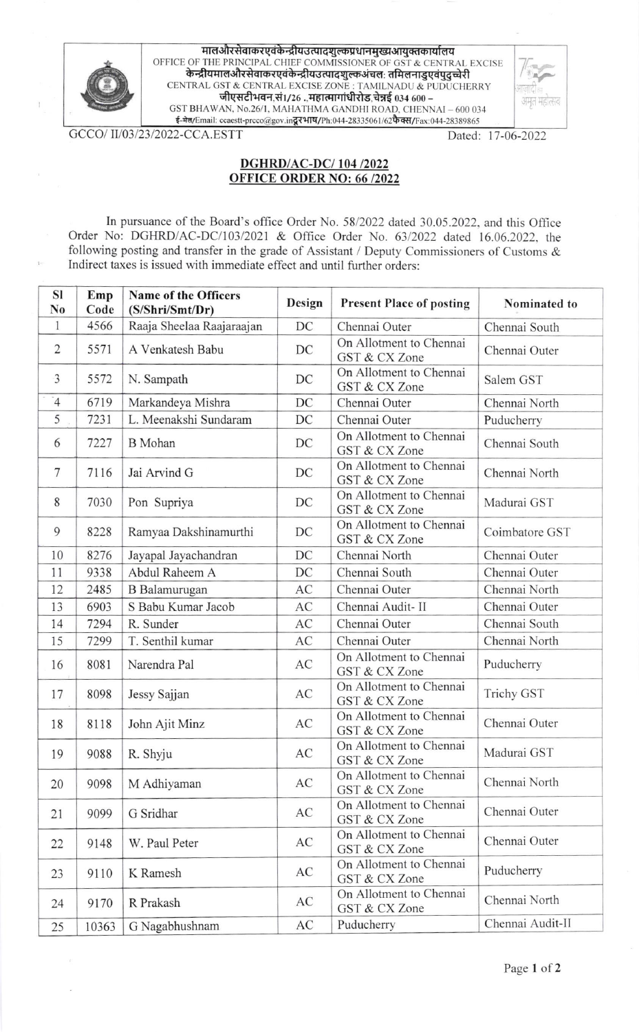मालऔरसेवाकरएवंकेन्द्रीयउत्पादशुल्कप्रधानमुख्यआयुक्तकार्यालय
OFFICE OF THE PRINCIPAL CHIEF COMMISSIONER OF GST & CENTRAL EXCISE
केन्द्रीयमालऔरसेवाकरएवंकेन्द्रीयउत्पादशुल्कअंचल: तमिलनाडुएवंपुदुच्चेरी
CENTRAL GST & CENTRAL EXCISE ZONE : TAMILNADU & PUDUCHERRY
जीएसटीभवन,सं।/26 ,.महात्मागांधीरोड,चेन्नई 034 600 –
GST BHAWAN, No.26/1, MAHATHMA GANDHI ROAD, CHENNAI – 600 034
ई-मेल/Email: ccaestt-prcco@gov.inदूरभाष/Ph:044-28335061/62फैक्स/Fax:044-28389865

GCCO/ II/03/23/2022-CCA.ESTT

Dated: 17-06-2022

**DGHRD/AC-DC/ 104 /2022**
**OFFICE ORDER NO: 66 /2022**

In pursuance of the Board's office Order No. 58/2022 dated 30.05.2022, and this Office Order No: DGHRD/AC-DC/103/2021 & Office Order No. 63/2022 dated 16.06.2022, the following posting and transfer in the grade of Assistant / Deputy Commissioners of Customs & Indirect taxes is issued with immediate effect and until further orders:

| Sl No | Emp Code | Name of the Officers (S/Shri/Smt/Dr) | Design | Present Place of posting | Nominated to |
|---|---|---|---|---|---|
| 1 | 4566 | Raaja Sheelaa Raajaraajan | DC | Chennai Outer | Chennai South |
| 2 | 5571 | A Venkatesh Babu | DC | On Allotment to Chennai GST & CX Zone | Chennai Outer |
| 3 | 5572 | N. Sampath | DC | On Allotment to Chennai GST & CX Zone | Salem GST |
| 4 | 6719 | Markandeya Mishra | DC | Chennai Outer | Chennai North |
| 5 | 7231 | L. Meenakshi Sundaram | DC | Chennai Outer | Puducherry |
| 6 | 7227 | B Mohan | DC | On Allotment to Chennai GST & CX Zone | Chennai South |
| 7 | 7116 | Jai Arvind G | DC | On Allotment to Chennai GST & CX Zone | Chennai North |
| 8 | 7030 | Pon Supriya | DC | On Allotment to Chennai GST & CX Zone | Madurai GST |
| 9 | 8228 | Ramyaa Dakshinamurthi | DC | On Allotment to Chennai GST & CX Zone | Coimbatore GST |
| 10 | 8276 | Jayapal Jayachandran | DC | Chennai North | Chennai Outer |
| 11 | 9338 | Abdul Raheem A | DC | Chennai South | Chennai Outer |
| 12 | 2485 | B Balamurugan | AC | Chennai Outer | Chennai North |
| 13 | 6903 | S Babu Kumar Jacob | AC | Chennai Audit- II | Chennai Outer |
| 14 | 7294 | R. Sunder | AC | Chennai Outer | Chennai South |
| 15 | 7299 | T. Senthil kumar | AC | Chennai Outer | Chennai North |
| 16 | 8081 | Narendra Pal | AC | On Allotment to Chennai GST & CX Zone | Puducherry |
| 17 | 8098 | Jessy Sajjan | AC | On Allotment to Chennai GST & CX Zone | Trichy GST |
| 18 | 8118 | John Ajit Minz | AC | On Allotment to Chennai GST & CX Zone | Chennai Outer |
| 19 | 9088 | R. Shyju | AC | On Allotment to Chennai GST & CX Zone | Madurai GST |
| 20 | 9098 | M Adhiyaman | AC | On Allotment to Chennai GST & CX Zone | Chennai North |
| 21 | 9099 | G Sridhar | AC | On Allotment to Chennai GST & CX Zone | Chennai Outer |
| 22 | 9148 | W. Paul Peter | AC | On Allotment to Chennai GST & CX Zone | Chennai Outer |
| 23 | 9110 | K Ramesh | AC | On Allotment to Chennai GST & CX Zone | Puducherry |
| 24 | 9170 | R Prakash | AC | On Allotment to Chennai GST & CX Zone | Chennai North |
| 25 | 10363 | G Nagabhushnam | AC | Puducherry | Chennai Audit-II |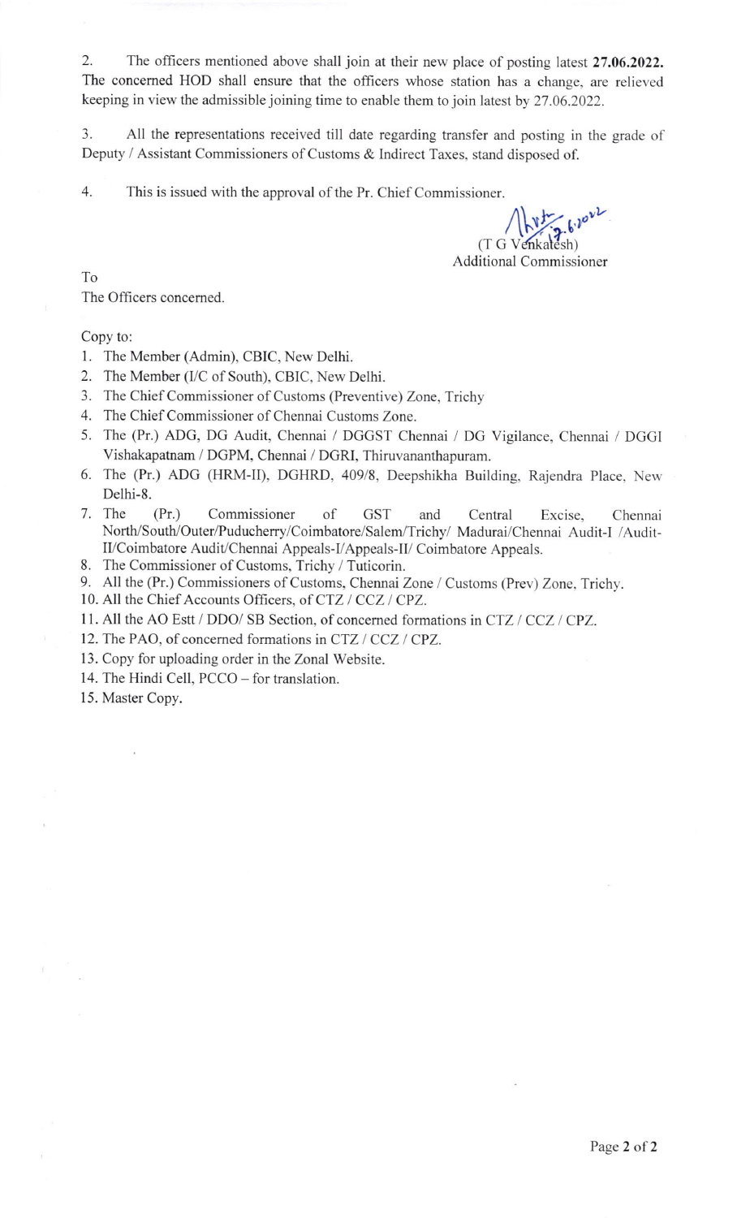2. The officers mentioned above shall join at their new place of posting latest **27.06.2022.** The concerned HOD shall ensure that the officers whose station has a change, are relieved keeping in view the admissible joining time to enable them to join latest by 27.06.2022.

3. All the representations received till date regarding transfer and posting in the grade of Deputy / Assistant Commissioners of Customs & Indirect Taxes, stand disposed of.

4. This is issued with the approval of the Pr. Chief Commissioner.

17.6.2022
(T G Venkatesh)
Additional Commissioner

To
The Officers concerned.

Copy to:

1. The Member (Admin), CBIC, New Delhi.
2. The Member (I/C of South), CBIC, New Delhi.
3. The Chief Commissioner of Customs (Preventive) Zone, Trichy
4. The Chief Commissioner of Chennai Customs Zone.
5. The (Pr.) ADG, DG Audit, Chennai / DGGST Chennai / DG Vigilance, Chennai / DGGI Vishakapatnam / DGPM, Chennai / DGRI, Thiruvananthapuram.
6. The (Pr.) ADG (HRM-II), DGHRD, 409/8, Deepshikha Building, Rajendra Place, New Delhi-8.
7. The (Pr.) Commissioner of GST and Central Excise, Chennai North/South/Outer/Puducherry/Coimbatore/Salem/Trichy/ Madurai/Chennai Audit-I /Audit-II/Coimbatore Audit/Chennai Appeals-I/Appeals-II/ Coimbatore Appeals.
8. The Commissioner of Customs, Trichy / Tuticorin.
9. All the (Pr.) Commissioners of Customs, Chennai Zone / Customs (Prev) Zone, Trichy.
10. All the Chief Accounts Officers, of CTZ / CCZ / CPZ.
11. All the AO Estt / DDO/ SB Section, of concerned formations in CTZ / CCZ / CPZ.
12. The PAO, of concerned formations in CTZ / CCZ / CPZ.
13. Copy for uploading order in the Zonal Website.
14. The Hindi Cell, PCCO – for translation.
15. Master Copy.